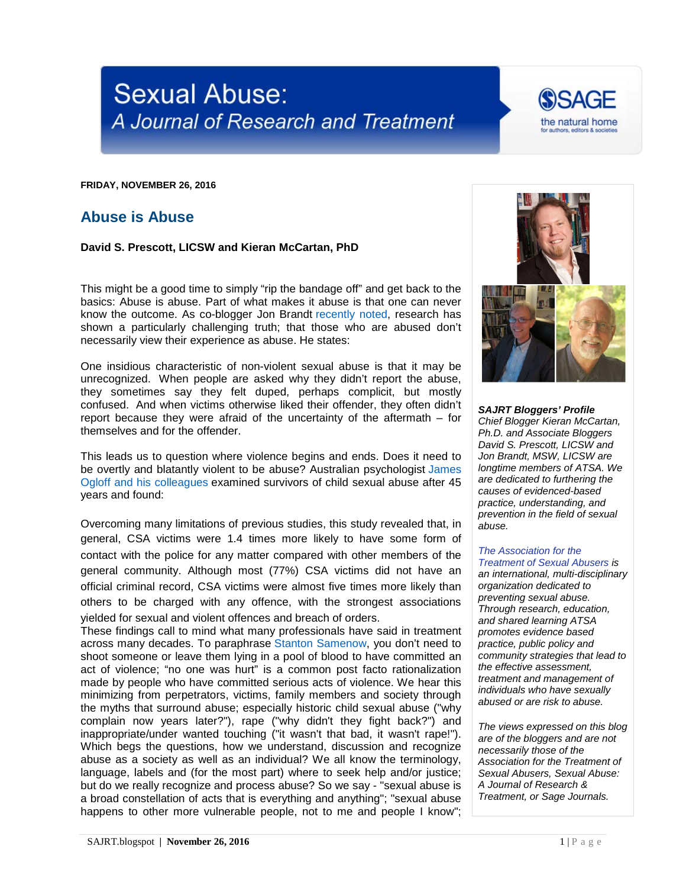# Sexual Abuse: A Journal of Research and Treatment

**FRIDAY, NOVEMBER 26, 2016**

## Abuse is Abuse

**David S. Prescott, LICSW and Kieran McCartan, PhD**

This might be a good time to simply "rip the bandage off" and get back to the basics: Abuse is abuse. Part of what makes it abuse is that one can never know the outcome. As co-blogger Jon Brandt recently noted, research has shown a particularly challenging truth; that those who are abused don't necessarily view their experience as abuse. He states:

One insidious characteristic of non-violent sexual abuse is that it may be unrecognized. When people are asked why they didn't report the abuse, they sometimes say they felt duped, perhaps complicit, but mostly confused. And when victims otherwise liked their offender, they often didn't report because they were afraid of the uncertainty of the aftermath – for themselves and for the offender.

This leads us to question where violence begins and ends. Does it need to be overtly and blatantly violent to be abuse? Australian psychologist James Ogloff and his colleagues examined survivors of child sexual abuse after 45 years and found:

Overcoming many limitations of previous studies, this study revealed that, in general, CSA victims were 1.4 times more likely to have some form of contact with the police for any matter compared with other members of the general community. Although most (77%) CSA victims did not have an official criminal record, CSA victims were almost five times more likely than others to be charged with any offence, with the strongest associations yielded for sexual and violent offences and breach of orders.

These findings call to mind what many professionals have said in treatment across many decades. To paraphrase Stanton Samenow, you don't need to shoot someone or leave them lying in a pool of blood to have committed an act of violence; "no one was hurt" is a common post facto rationalization made by people who have committed serious acts of violence. We hear this minimizing from perpetrators, victims, family members and society through the myths that surround abuse; especially historic child sexual abuse ("why complain now years later?"), rape ("why didn't they fight back?") and inappropriate/under wanted touching ("it wasn't that bad, it wasn't rape!"). Which begs the questions, how we understand, discussion and recognize abuse as a society as well as an individual? We all know the terminology, language, labels and (for the most part) where to seek help and/or justice; but do we really recognize and process abuse? So we say - "sexual abuse is a broad constellation of acts that is everything and anything"; "sexual abuse happens to other more vulnerable people, not to me and people I know";

***SAJRT Bloggers' Profile***
*Chief Blogger Kieran McCartan, Ph.D. and Associate Bloggers David S. Prescott, LICSW and Jon Brandt, MSW, LICSW are longtime members of ATSA. We are dedicated to furthering the causes of evidenced-based practice, understanding, and prevention in the field of sexual abuse.*

*The Association for the Treatment of Sexual Abusers is an international, multi-disciplinary organization dedicated to preventing sexual abuse. Through research, education, and shared learning ATSA promotes evidence based practice, public policy and community strategies that lead to the effective assessment, treatment and management of individuals who have sexually abused or are risk to abuse.*

*The views expressed on this blog are of the bloggers and are not necessarily those of the Association for the Treatment of Sexual Abusers, Sexual Abuse: A Journal of Research & Treatment, or Sage Journals.*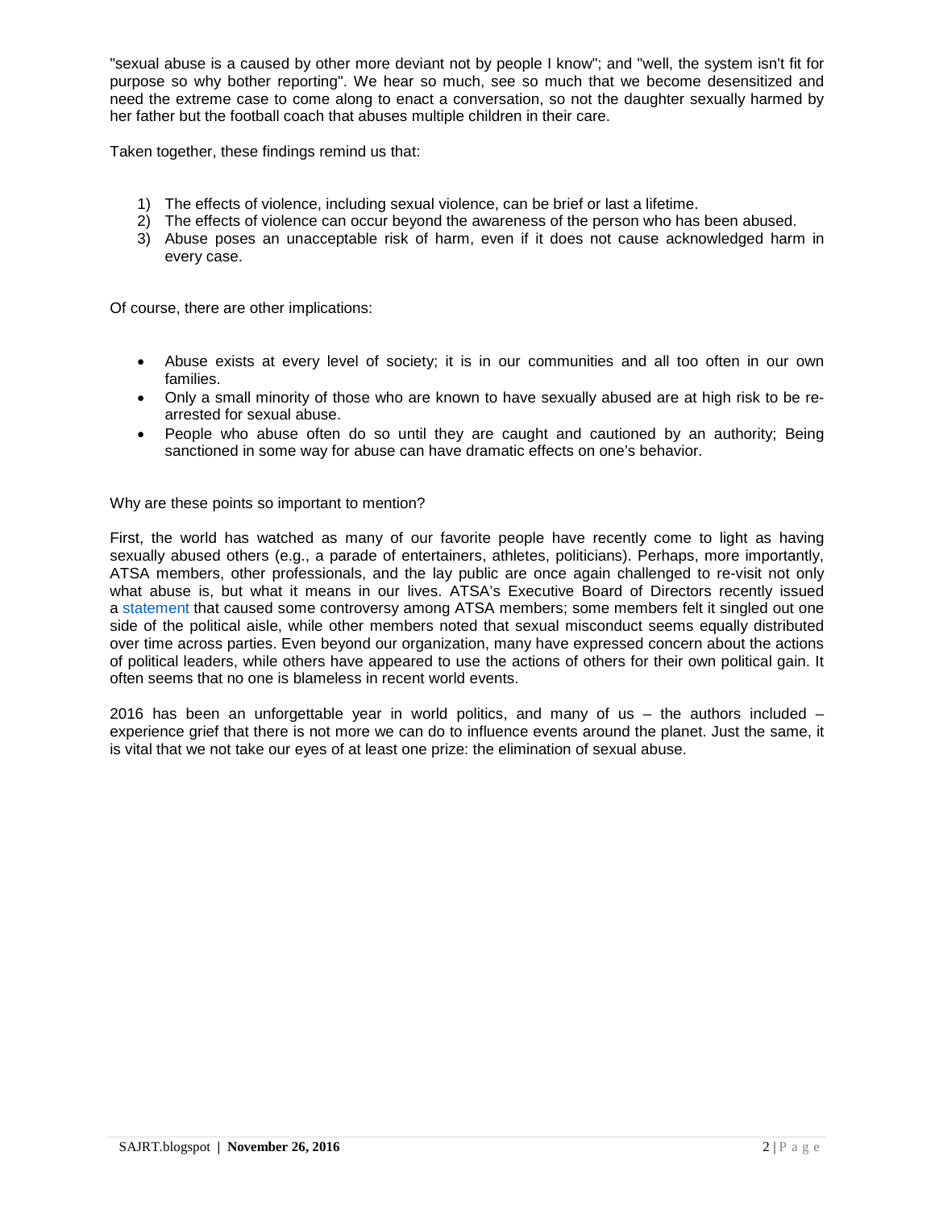"sexual abuse is a caused by other more deviant not by people I know"; and "well, the system isn't fit for purpose so why bother reporting". We hear so much, see so much that we become desensitized and need the extreme case to come along to enact a conversation, so not the daughter sexually harmed by her father but the football coach that abuses multiple children in their care.

Taken together, these findings remind us that:

1) The effects of violence, including sexual violence, can be brief or last a lifetime.
2) The effects of violence can occur beyond the awareness of the person who has been abused.
3) Abuse poses an unacceptable risk of harm, even if it does not cause acknowledged harm in every case.

Of course, there are other implications:

- Abuse exists at every level of society; it is in our communities and all too often in our own families.
- Only a small minority of those who are known to have sexually abused are at high risk to be re-arrested for sexual abuse.
- People who abuse often do so until they are caught and cautioned by an authority; Being sanctioned in some way for abuse can have dramatic effects on one's behavior.

Why are these points so important to mention?

First, the world has watched as many of our favorite people have recently come to light as having sexually abused others (e.g., a parade of entertainers, athletes, politicians). Perhaps, more importantly, ATSA members, other professionals, and the lay public are once again challenged to re-visit not only what abuse is, but what it means in our lives. ATSA's Executive Board of Directors recently issued a statement that caused some controversy among ATSA members; some members felt it singled out one side of the political aisle, while other members noted that sexual misconduct seems equally distributed over time across parties. Even beyond our organization, many have expressed concern about the actions of political leaders, while others have appeared to use the actions of others for their own political gain. It often seems that no one is blameless in recent world events.

2016 has been an unforgettable year in world politics, and many of us – the authors included – experience grief that there is not more we can do to influence events around the planet. Just the same, it is vital that we not take our eyes of at least one prize: the elimination of sexual abuse.